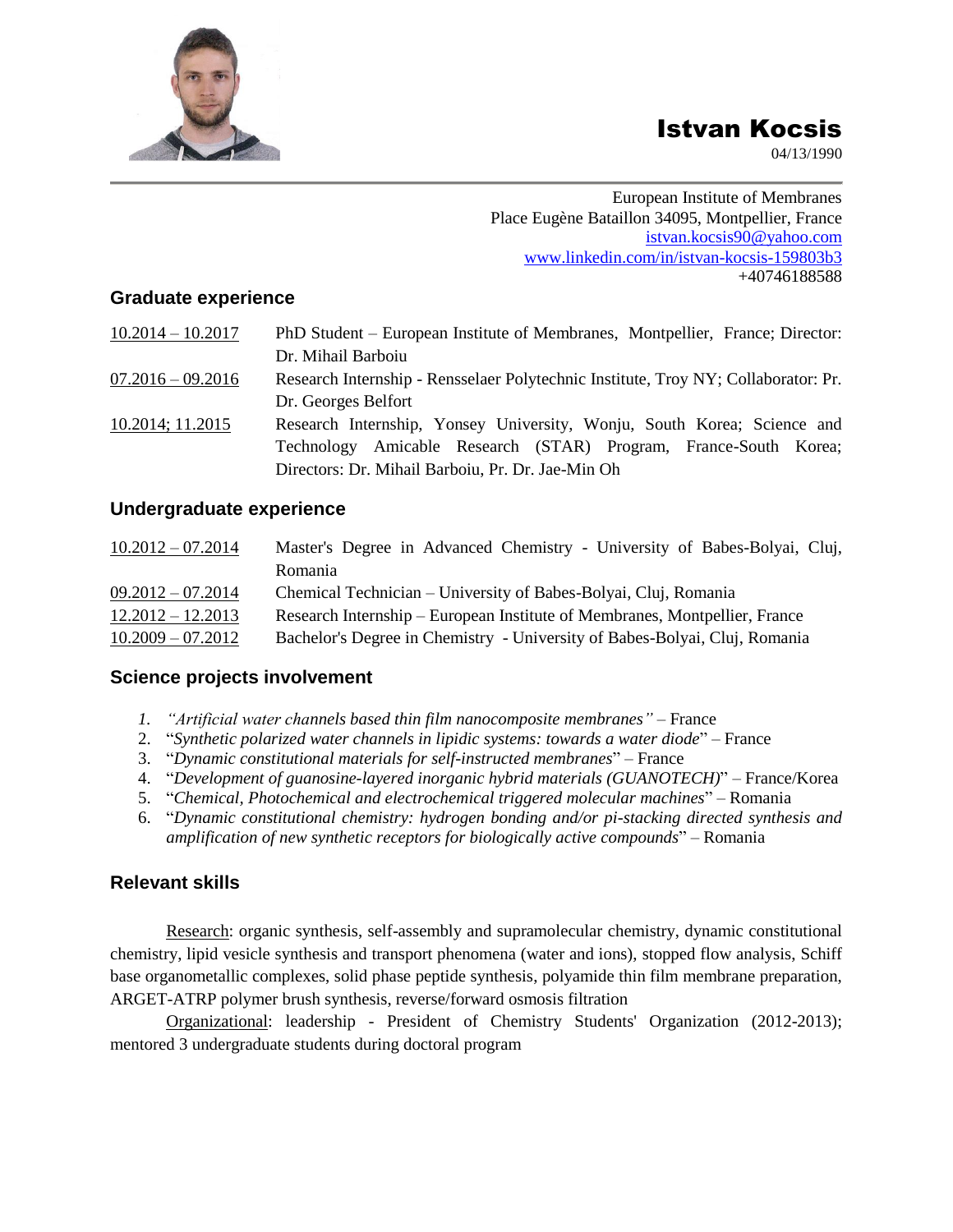# Istvan Kocsis

04/13/1990

European Institute of Membranes
Place Eugène Bataillon 34095, Montpellier, France
istvan.kocsis90@yahoo.com
www.linkedin.com/in/istvan-kocsis-159803b3
+40746188588

## Graduate experience

| | |
|---|---|
| 10.2014 – 10.2017 | PhD Student – European Institute of Membranes, Montpellier, France; Director: Dr. Mihail Barboiu |
| 07.2016 – 09.2016 | Research Internship - Rensselaer Polytechnic Institute, Troy NY; Collaborator: Pr. Dr. Georges Belfort |
| 10.2014; 11.2015 | Research Internship, Yonsey University, Wonju, South Korea; Science and Technology Amicable Research (STAR) Program, France-South Korea; Directors: Dr. Mihail Barboiu, Pr. Dr. Jae-Min Oh |

## Undergraduate experience

| | |
|---|---|
| 10.2012 – 07.2014 | Master's Degree in Advanced Chemistry - University of Babes-Bolyai, Cluj, Romania |
| 09.2012 – 07.2014 | Chemical Technician – University of Babes-Bolyai, Cluj, Romania |
| 12.2012 – 12.2013 | Research Internship – European Institute of Membranes, Montpellier, France |
| 10.2009 – 07.2012 | Bachelor's Degree in Chemistry - University of Babes-Bolyai, Cluj, Romania |

## Science projects involvement

1. *"Artificial water channels based thin film nanocomposite membranes"* – France
2. "*Synthetic polarized water channels in lipidic systems: towards a water diode*" – France
3. "*Dynamic constitutional materials for self-instructed membranes*" – France
4. "*Development of guanosine-layered inorganic hybrid materials (GUANOTECH)*" – France/Korea
5. "*Chemical, Photochemical and electrochemical triggered molecular machines*" – Romania
6. "*Dynamic constitutional chemistry: hydrogen bonding and/or pi-stacking directed synthesis and amplification of new synthetic receptors for biologically active compounds*" – Romania

## Relevant skills

Research: organic synthesis, self-assembly and supramolecular chemistry, dynamic constitutional chemistry, lipid vesicle synthesis and transport phenomena (water and ions), stopped flow analysis, Schiff base organometallic complexes, solid phase peptide synthesis, polyamide thin film membrane preparation, ARGET-ATRP polymer brush synthesis, reverse/forward osmosis filtration

Organizational: leadership - President of Chemistry Students' Organization (2012-2013); mentored 3 undergraduate students during doctoral program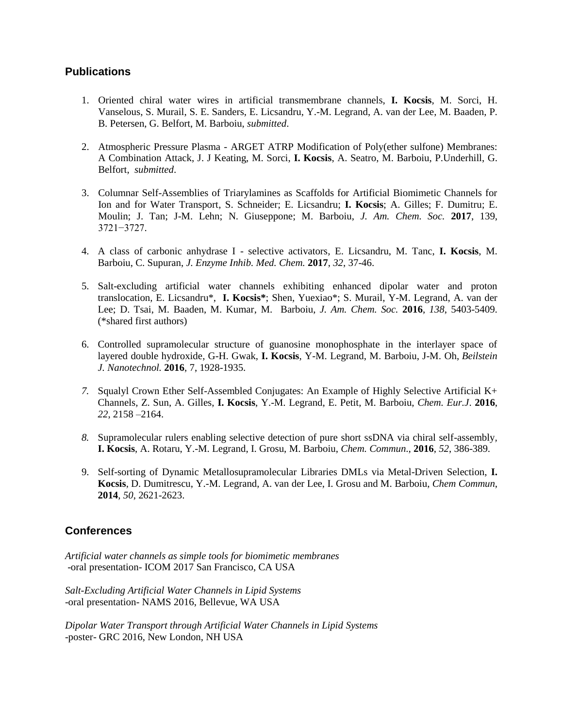## Publications

1. Oriented chiral water wires in artificial transmembrane channels, **I. Kocsis**, M. Sorci, H. Vanselous, S. Murail, S. E. Sanders, E. Licsandru, Y.-M. Legrand, A. van der Lee, M. Baaden, P. B. Petersen, G. Belfort, M. Barboiu, *submitted*.

2. Atmospheric Pressure Plasma - ARGET ATRP Modification of Poly(ether sulfone) Membranes: A Combination Attack, J. J Keating, M. Sorci, **I. Kocsis**, A. Seatro, M. Barboiu, P.Underhill, G. Belfort, *submitted*.

3. Columnar Self-Assemblies of Triarylamines as Scaffolds for Artificial Biomimetic Channels for Ion and for Water Transport, S. Schneider; E. Licsandru; **I. Kocsis**; A. Gilles; F. Dumitru; E. Moulin; J. Tan; J-M. Lehn; N. Giuseppone; M. Barboiu, *J. Am. Chem. Soc.* **2017**, 139, 3721−3727.

4. A class of carbonic anhydrase I - selective activators, E. Licsandru, M. Tanc, **I. Kocsis**, M. Barboiu, C. Supuran, *J. Enzyme Inhib. Med. Chem.* **2017**, *32*, 37-46.

5. Salt-excluding artificial water channels exhibiting enhanced dipolar water and proton translocation, E. Licsandru*, **I. Kocsis***; Shen, Yuexiao*; S. Murail, Y-M. Legrand, A. van der Lee; D. Tsai, M. Baaden, M. Kumar, M. Barboiu, *J. Am. Chem. Soc.* **2016**, *138*, 5403-5409. (*shared first authors)

6. Controlled supramolecular structure of guanosine monophosphate in the interlayer space of layered double hydroxide, G-H. Gwak, **I. Kocsis**, Y-M. Legrand, M. Barboiu, J-M. Oh, *Beilstein J. Nanotechnol.* **2016**, 7, 1928-1935.

7. Squalyl Crown Ether Self-Assembled Conjugates: An Example of Highly Selective Artificial K+ Channels, Z. Sun, A. Gilles, **I. Kocsis**, Y.-M. Legrand, E. Petit, M. Barboiu, *Chem. Eur.J*. **2016**, *22*, 2158 –2164.

8. Supramolecular rulers enabling selective detection of pure short ssDNA via chiral self-assembly, **I. Kocsis**, A. Rotaru, Y.-M. Legrand, I. Grosu, M. Barboiu, *Chem. Commun*., **2016**, *52*, 386-389.

9. Self-sorting of Dynamic Metallosupramolecular Libraries DMLs via Metal-Driven Selection, **I. Kocsis**, D. Dumitrescu, Y.-M. Legrand, A. van der Lee, I. Grosu and M. Barboiu, *Chem Commun*, **2014**, *50*, 2621-2623.

## Conferences

*Artificial water channels as simple tools for biomimetic membranes*
-oral presentation- ICOM 2017 San Francisco, CA USA

*Salt-Excluding Artificial Water Channels in Lipid Systems*
-oral presentation- NAMS 2016, Bellevue, WA USA

*Dipolar Water Transport through Artificial Water Channels in Lipid Systems*
-poster- GRC 2016, New London, NH USA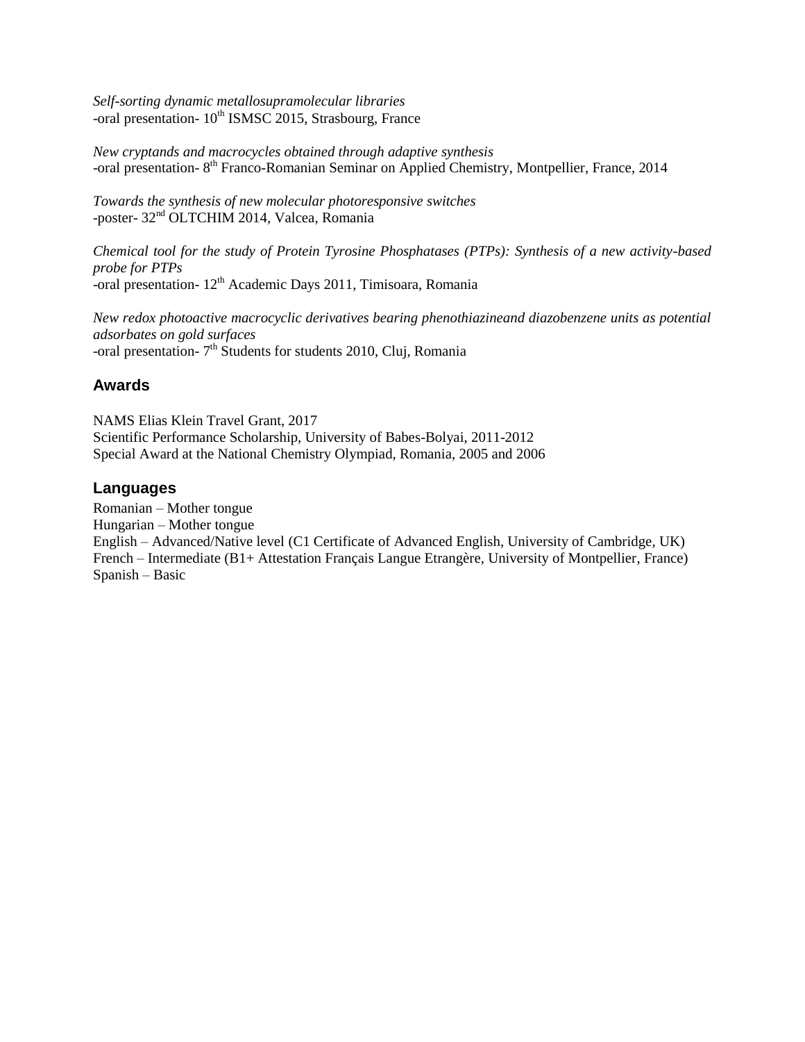*Self-sorting dynamic metallosupramolecular libraries*
-oral presentation- 10th ISMSC 2015, Strasbourg, France

*New cryptands and macrocycles obtained through adaptive synthesis*
-oral presentation- 8th Franco-Romanian Seminar on Applied Chemistry, Montpellier, France, 2014

*Towards the synthesis of new molecular photoresponsive switches*
-poster- 32nd OLTCHIM 2014, Valcea, Romania

*Chemical tool for the study of Protein Tyrosine Phosphatases (PTPs): Synthesis of a new activity-based probe for PTPs*
-oral presentation- 12th Academic Days 2011, Timisoara, Romania

*New redox photoactive macrocyclic derivatives bearing phenothiazineand diazobenzene units as potential adsorbates on gold surfaces*
-oral presentation- 7th Students for students 2010, Cluj, Romania

## Awards

NAMS Elias Klein Travel Grant, 2017
Scientific Performance Scholarship, University of Babes-Bolyai, 2011-2012
Special Award at the National Chemistry Olympiad, Romania, 2005 and 2006

## Languages

Romanian – Mother tongue
Hungarian – Mother tongue
English – Advanced/Native level (C1 Certificate of Advanced English, University of Cambridge, UK)
French – Intermediate (B1+ Attestation Français Langue Etrangère, University of Montpellier, France)
Spanish – Basic